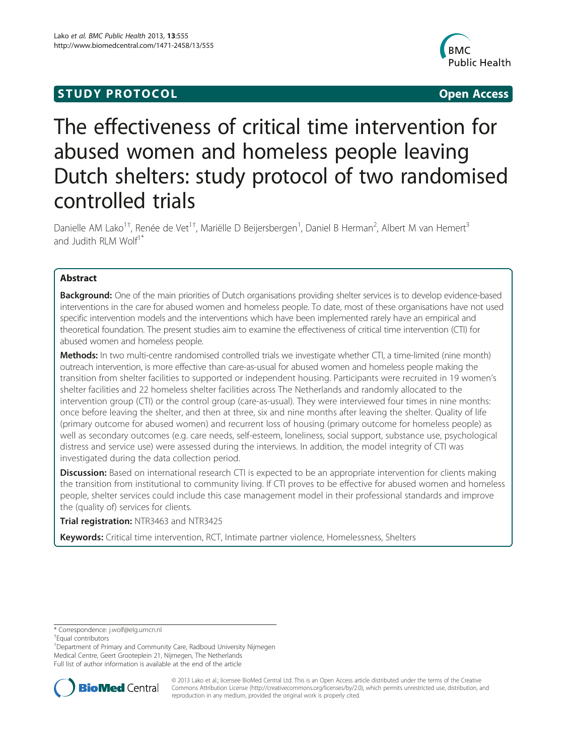STUDY PROTOCOL Open Access

# The effectiveness of critical time intervention for abused women and homeless people leaving Dutch shelters: study protocol of two randomised controlled trials

Danielle AM Lako[1†], Renée de Vet[1†], Mariëlle D Beijersbergen[1], Daniel B Herman[2], Albert M van Hemert[3] and Judith RLM Wolf[1*]

## Abstract

**Background:** One of the main priorities of Dutch organisations providing shelter services is to develop evidence-based interventions in the care for abused women and homeless people. To date, most of these organisations have not used specific intervention models and the interventions which have been implemented rarely have an empirical and theoretical foundation. The present studies aim to examine the effectiveness of critical time intervention (CTI) for abused women and homeless people.

**Methods:** In two multi-centre randomised controlled trials we investigate whether CTI, a time-limited (nine month) outreach intervention, is more effective than care-as-usual for abused women and homeless people making the transition from shelter facilities to supported or independent housing. Participants were recruited in 19 women's shelter facilities and 22 homeless shelter facilities across The Netherlands and randomly allocated to the intervention group (CTI) or the control group (care-as-usual). They were interviewed four times in nine months: once before leaving the shelter, and then at three, six and nine months after leaving the shelter. Quality of life (primary outcome for abused women) and recurrent loss of housing (primary outcome for homeless people) as well as secondary outcomes (e.g. care needs, self-esteem, loneliness, social support, substance use, psychological distress and service use) were assessed during the interviews. In addition, the model integrity of CTI was investigated during the data collection period.

**Discussion:** Based on international research CTI is expected to be an appropriate intervention for clients making the transition from institutional to community living. If CTI proves to be effective for abused women and homeless people, shelter services could include this case management model in their professional standards and improve the (quality of) services for clients.

**Trial registration:** NTR3463 and NTR3425

**Keywords:** Critical time intervention, RCT, Intimate partner violence, Homelessness, Shelters

---

\* Correspondence: j.wolf@elg.umcn.nl

†Equal contributors

[1]Department of Primary and Community Care, Radboud University Nijmegen Medical Centre, Geert Grooteplein 21, Nijmegen, The Netherlands

Full list of author information is available at the end of the article

© 2013 Lako et al.; licensee BioMed Central Ltd. This is an Open Access article distributed under the terms of the Creative Commons Attribution License (http://creativecommons.org/licenses/by/2.0), which permits unrestricted use, distribution, and reproduction in any medium, provided the original work is properly cited.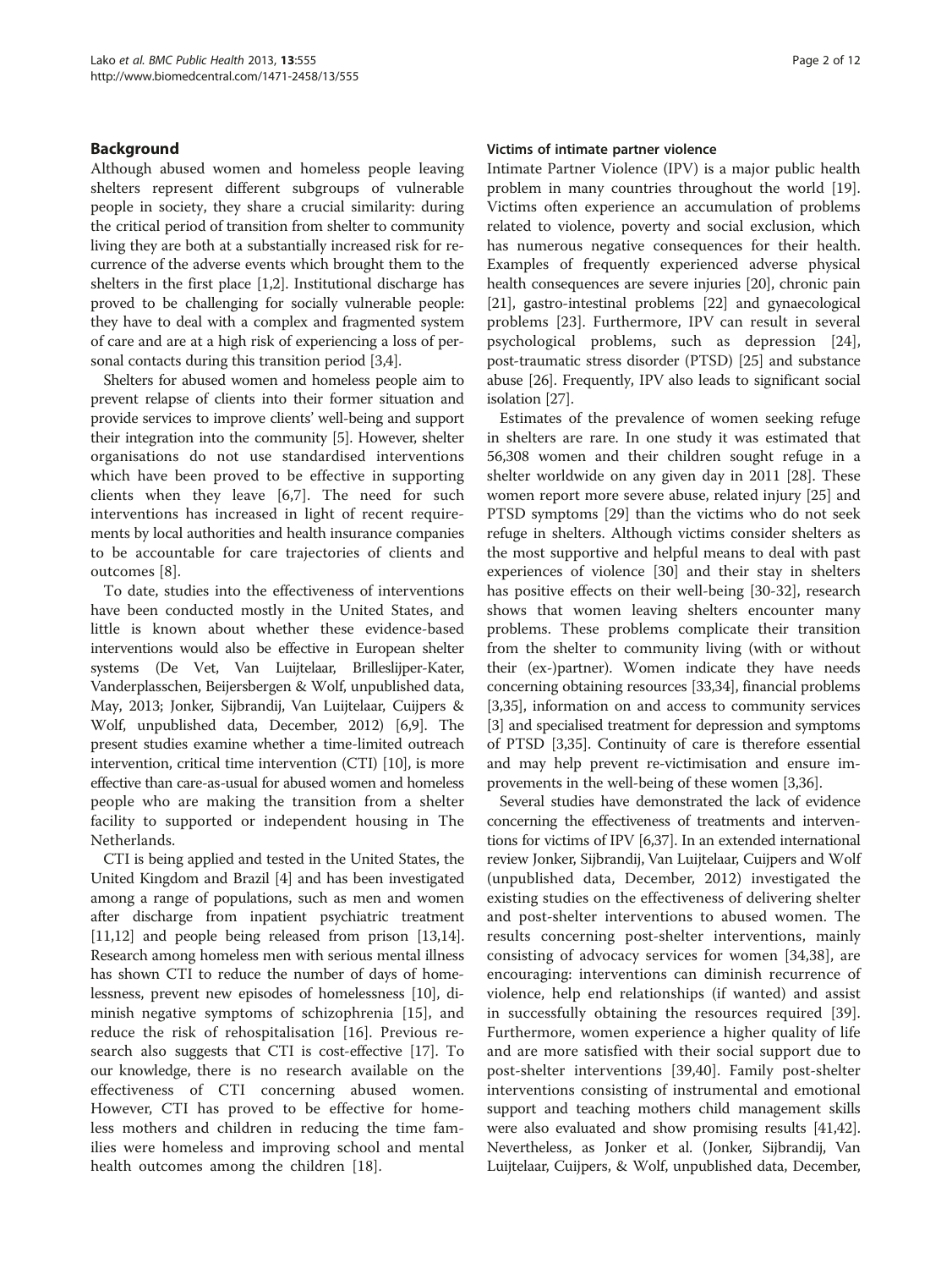## Background

Although abused women and homeless people leaving shelters represent different subgroups of vulnerable people in society, they share a crucial similarity: during the critical period of transition from shelter to community living they are both at a substantially increased risk for recurrence of the adverse events which brought them to the shelters in the first place [1,2]. Institutional discharge has proved to be challenging for socially vulnerable people: they have to deal with a complex and fragmented system of care and are at a high risk of experiencing a loss of personal contacts during this transition period [3,4].

Shelters for abused women and homeless people aim to prevent relapse of clients into their former situation and provide services to improve clients' well-being and support their integration into the community [5]. However, shelter organisations do not use standardised interventions which have been proved to be effective in supporting clients when they leave [6,7]. The need for such interventions has increased in light of recent requirements by local authorities and health insurance companies to be accountable for care trajectories of clients and outcomes [8].

To date, studies into the effectiveness of interventions have been conducted mostly in the United States, and little is known about whether these evidence-based interventions would also be effective in European shelter systems (De Vet, Van Luijtelaar, Brilleslijper-Kater, Vanderplasschen, Beijersbergen & Wolf, unpublished data, May, 2013; Jonker, Sijbrandij, Van Luijtelaar, Cuijpers & Wolf, unpublished data, December, 2012) [6,9]. The present studies examine whether a time-limited outreach intervention, critical time intervention (CTI) [10], is more effective than care-as-usual for abused women and homeless people who are making the transition from a shelter facility to supported or independent housing in The Netherlands.

CTI is being applied and tested in the United States, the United Kingdom and Brazil [4] and has been investigated among a range of populations, such as men and women after discharge from inpatient psychiatric treatment [11,12] and people being released from prison [13,14]. Research among homeless men with serious mental illness has shown CTI to reduce the number of days of homelessness, prevent new episodes of homelessness [10], diminish negative symptoms of schizophrenia [15], and reduce the risk of rehospitalisation [16]. Previous research also suggests that CTI is cost-effective [17]. To our knowledge, there is no research available on the effectiveness of CTI concerning abused women. However, CTI has proved to be effective for homeless mothers and children in reducing the time families were homeless and improving school and mental health outcomes among the children [18].

### Victims of intimate partner violence

Intimate Partner Violence (IPV) is a major public health problem in many countries throughout the world [19]. Victims often experience an accumulation of problems related to violence, poverty and social exclusion, which has numerous negative consequences for their health. Examples of frequently experienced adverse physical health consequences are severe injuries [20], chronic pain [21], gastro-intestinal problems [22] and gynaecological problems [23]. Furthermore, IPV can result in several psychological problems, such as depression [24], post-traumatic stress disorder (PTSD) [25] and substance abuse [26]. Frequently, IPV also leads to significant social isolation [27].

Estimates of the prevalence of women seeking refuge in shelters are rare. In one study it was estimated that 56,308 women and their children sought refuge in a shelter worldwide on any given day in 2011 [28]. These women report more severe abuse, related injury [25] and PTSD symptoms [29] than the victims who do not seek refuge in shelters. Although victims consider shelters as the most supportive and helpful means to deal with past experiences of violence [30] and their stay in shelters has positive effects on their well-being [30-32], research shows that women leaving shelters encounter many problems. These problems complicate their transition from the shelter to community living (with or without their (ex-)partner). Women indicate they have needs concerning obtaining resources [33,34], financial problems [3,35], information on and access to community services [3] and specialised treatment for depression and symptoms of PTSD [3,35]. Continuity of care is therefore essential and may help prevent re-victimisation and ensure improvements in the well-being of these women [3,36].

Several studies have demonstrated the lack of evidence concerning the effectiveness of treatments and interventions for victims of IPV [6,37]. In an extended international review Jonker, Sijbrandij, Van Luijtelaar, Cuijpers and Wolf (unpublished data, December, 2012) investigated the existing studies on the effectiveness of delivering shelter and post-shelter interventions to abused women. The results concerning post-shelter interventions, mainly consisting of advocacy services for women [34,38], are encouraging: interventions can diminish recurrence of violence, help end relationships (if wanted) and assist in successfully obtaining the resources required [39]. Furthermore, women experience a higher quality of life and are more satisfied with their social support due to post-shelter interventions [39,40]. Family post-shelter interventions consisting of instrumental and emotional support and teaching mothers child management skills were also evaluated and show promising results [41,42]. Nevertheless, as Jonker et al. (Jonker, Sijbrandij, Van Luijtelaar, Cuijpers, & Wolf, unpublished data, December,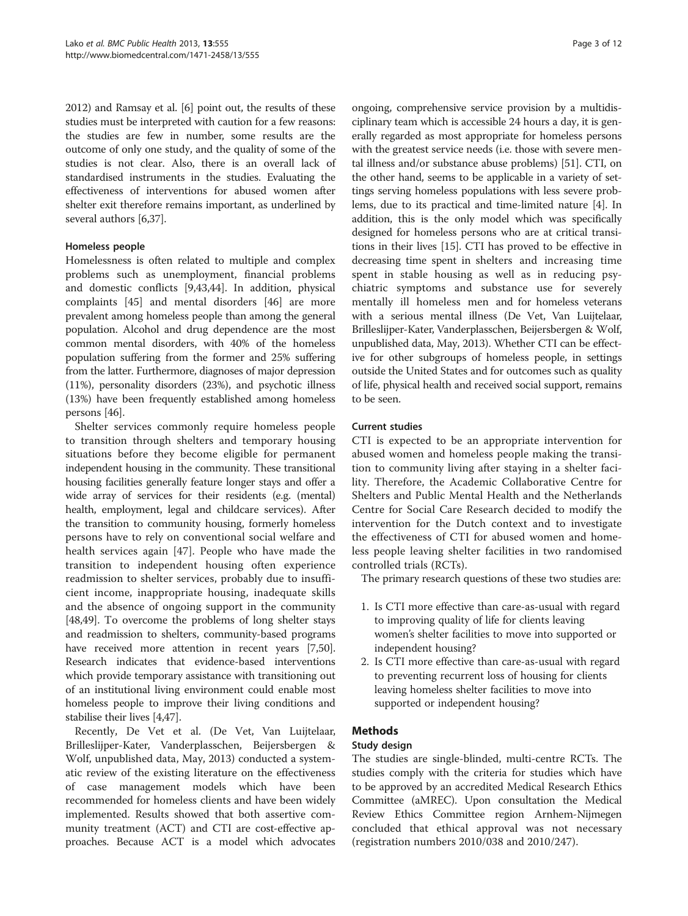2012) and Ramsay et al. [6] point out, the results of these studies must be interpreted with caution for a few reasons: the studies are few in number, some results are the outcome of only one study, and the quality of some of the studies is not clear. Also, there is an overall lack of standardised instruments in the studies. Evaluating the effectiveness of interventions for abused women after shelter exit therefore remains important, as underlined by several authors [6,37].

### Homeless people

Homelessness is often related to multiple and complex problems such as unemployment, financial problems and domestic conflicts [9,43,44]. In addition, physical complaints [45] and mental disorders [46] are more prevalent among homeless people than among the general population. Alcohol and drug dependence are the most common mental disorders, with 40% of the homeless population suffering from the former and 25% suffering from the latter. Furthermore, diagnoses of major depression (11%), personality disorders (23%), and psychotic illness (13%) have been frequently established among homeless persons [46].

Shelter services commonly require homeless people to transition through shelters and temporary housing situations before they become eligible for permanent independent housing in the community. These transitional housing facilities generally feature longer stays and offer a wide array of services for their residents (e.g. (mental) health, employment, legal and childcare services). After the transition to community housing, formerly homeless persons have to rely on conventional social welfare and health services again [47]. People who have made the transition to independent housing often experience readmission to shelter services, probably due to insufficient income, inappropriate housing, inadequate skills and the absence of ongoing support in the community [48,49]. To overcome the problems of long shelter stays and readmission to shelters, community-based programs have received more attention in recent years [7,50]. Research indicates that evidence-based interventions which provide temporary assistance with transitioning out of an institutional living environment could enable most homeless people to improve their living conditions and stabilise their lives [4,47].

Recently, De Vet et al. (De Vet, Van Luijtelaar, Brilleslijper-Kater, Vanderplasschen, Beijersbergen & Wolf, unpublished data, May, 2013) conducted a systematic review of the existing literature on the effectiveness of case management models which have been recommended for homeless clients and have been widely implemented. Results showed that both assertive community treatment (ACT) and CTI are cost-effective approaches. Because ACT is a model which advocates ongoing, comprehensive service provision by a multidisciplinary team which is accessible 24 hours a day, it is generally regarded as most appropriate for homeless persons with the greatest service needs (i.e. those with severe mental illness and/or substance abuse problems) [51]. CTI, on the other hand, seems to be applicable in a variety of settings serving homeless populations with less severe problems, due to its practical and time-limited nature [4]. In addition, this is the only model which was specifically designed for homeless persons who are at critical transitions in their lives [15]. CTI has proved to be effective in decreasing time spent in shelters and increasing time spent in stable housing as well as in reducing psychiatric symptoms and substance use for severely mentally ill homeless men and for homeless veterans with a serious mental illness (De Vet, Van Luijtelaar, Brilleslijper-Kater, Vanderplasschen, Beijersbergen & Wolf, unpublished data, May, 2013). Whether CTI can be effective for other subgroups of homeless people, in settings outside the United States and for outcomes such as quality of life, physical health and received social support, remains to be seen.

### Current studies

CTI is expected to be an appropriate intervention for abused women and homeless people making the transition to community living after staying in a shelter facility. Therefore, the Academic Collaborative Centre for Shelters and Public Mental Health and the Netherlands Centre for Social Care Research decided to modify the intervention for the Dutch context and to investigate the effectiveness of CTI for abused women and homeless people leaving shelter facilities in two randomised controlled trials (RCTs).

The primary research questions of these two studies are:

1. Is CTI more effective than care-as-usual with regard to improving quality of life for clients leaving women's shelter facilities to move into supported or independent housing?
2. Is CTI more effective than care-as-usual with regard to preventing recurrent loss of housing for clients leaving homeless shelter facilities to move into supported or independent housing?

## Methods

### Study design

The studies are single-blinded, multi-centre RCTs. The studies comply with the criteria for studies which have to be approved by an accredited Medical Research Ethics Committee (aMREC). Upon consultation the Medical Review Ethics Committee region Arnhem-Nijmegen concluded that ethical approval was not necessary (registration numbers 2010/038 and 2010/247).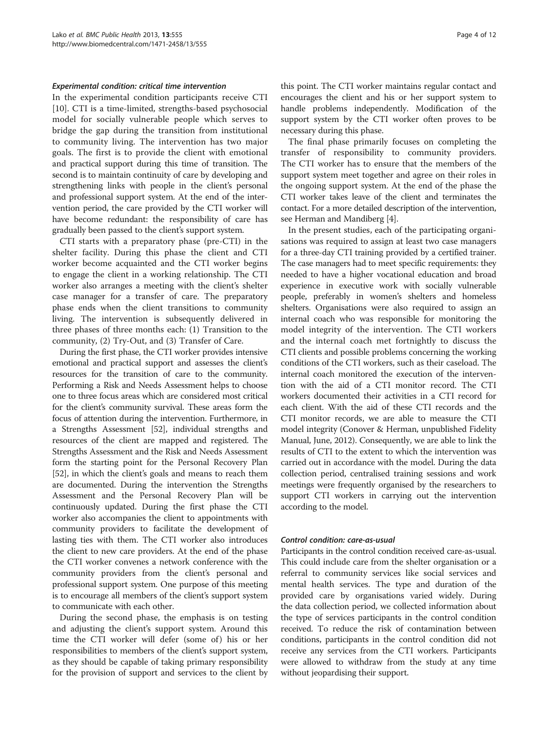#### *Experimental condition: critical time intervention*

In the experimental condition participants receive CTI [10]. CTI is a time-limited, strengths-based psychosocial model for socially vulnerable people which serves to bridge the gap during the transition from institutional to community living. The intervention has two major goals. The first is to provide the client with emotional and practical support during this time of transition. The second is to maintain continuity of care by developing and strengthening links with people in the client's personal and professional support system. At the end of the intervention period, the care provided by the CTI worker will have become redundant: the responsibility of care has gradually been passed to the client's support system.

CTI starts with a preparatory phase (pre-CTI) in the shelter facility. During this phase the client and CTI worker become acquainted and the CTI worker begins to engage the client in a working relationship. The CTI worker also arranges a meeting with the client's shelter case manager for a transfer of care. The preparatory phase ends when the client transitions to community living. The intervention is subsequently delivered in three phases of three months each: (1) Transition to the community, (2) Try-Out, and (3) Transfer of Care.

During the first phase, the CTI worker provides intensive emotional and practical support and assesses the client's resources for the transition of care to the community. Performing a Risk and Needs Assessment helps to choose one to three focus areas which are considered most critical for the client's community survival. These areas form the focus of attention during the intervention. Furthermore, in a Strengths Assessment [52], individual strengths and resources of the client are mapped and registered. The Strengths Assessment and the Risk and Needs Assessment form the starting point for the Personal Recovery Plan [52], in which the client's goals and means to reach them are documented. During the intervention the Strengths Assessment and the Personal Recovery Plan will be continuously updated. During the first phase the CTI worker also accompanies the client to appointments with community providers to facilitate the development of lasting ties with them. The CTI worker also introduces the client to new care providers. At the end of the phase the CTI worker convenes a network conference with the community providers from the client's personal and professional support system. One purpose of this meeting is to encourage all members of the client's support system to communicate with each other.

During the second phase, the emphasis is on testing and adjusting the client's support system. Around this time the CTI worker will defer (some of) his or her responsibilities to members of the client's support system, as they should be capable of taking primary responsibility for the provision of support and services to the client by this point. The CTI worker maintains regular contact and encourages the client and his or her support system to handle problems independently. Modification of the support system by the CTI worker often proves to be necessary during this phase.

The final phase primarily focuses on completing the transfer of responsibility to community providers. The CTI worker has to ensure that the members of the support system meet together and agree on their roles in the ongoing support system. At the end of the phase the CTI worker takes leave of the client and terminates the contact. For a more detailed description of the intervention, see Herman and Mandiberg [4].

In the present studies, each of the participating organisations was required to assign at least two case managers for a three-day CTI training provided by a certified trainer. The case managers had to meet specific requirements: they needed to have a higher vocational education and broad experience in executive work with socially vulnerable people, preferably in women's shelters and homeless shelters. Organisations were also required to assign an internal coach who was responsible for monitoring the model integrity of the intervention. The CTI workers and the internal coach met fortnightly to discuss the CTI clients and possible problems concerning the working conditions of the CTI workers, such as their caseload. The internal coach monitored the execution of the intervention with the aid of a CTI monitor record. The CTI workers documented their activities in a CTI record for each client. With the aid of these CTI records and the CTI monitor records, we are able to measure the CTI model integrity (Conover & Herman, unpublished Fidelity Manual, June, 2012). Consequently, we are able to link the results of CTI to the extent to which the intervention was carried out in accordance with the model. During the data collection period, centralised training sessions and work meetings were frequently organised by the researchers to support CTI workers in carrying out the intervention according to the model.

#### *Control condition: care-as-usual*

Participants in the control condition received care-as-usual. This could include care from the shelter organisation or a referral to community services like social services and mental health services. The type and duration of the provided care by organisations varied widely. During the data collection period, we collected information about the type of services participants in the control condition received. To reduce the risk of contamination between conditions, participants in the control condition did not receive any services from the CTI workers. Participants were allowed to withdraw from the study at any time without jeopardising their support.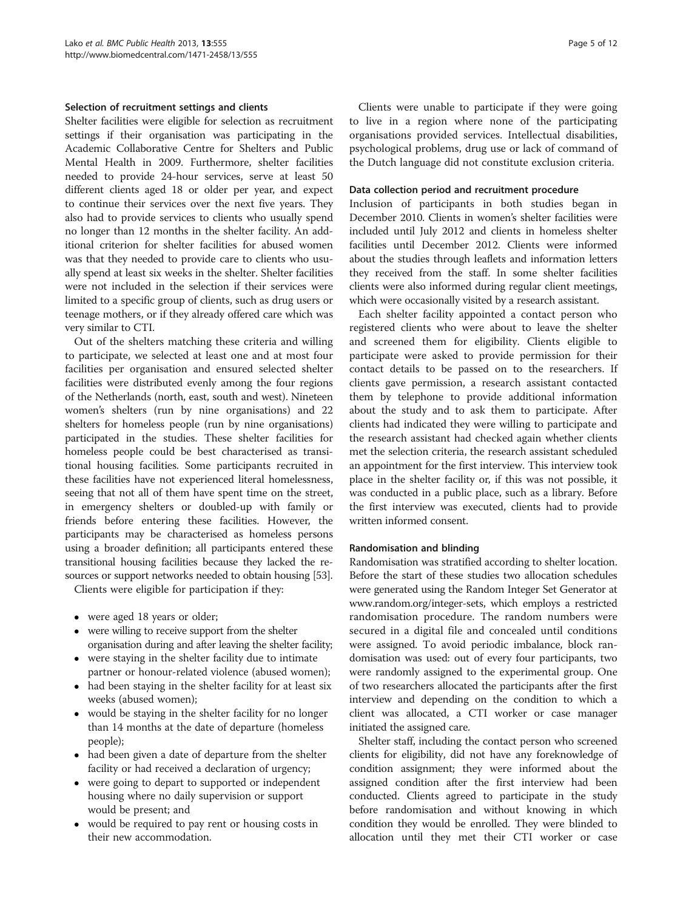### Selection of recruitment settings and clients

Shelter facilities were eligible for selection as recruitment settings if their organisation was participating in the Academic Collaborative Centre for Shelters and Public Mental Health in 2009. Furthermore, shelter facilities needed to provide 24-hour services, serve at least 50 different clients aged 18 or older per year, and expect to continue their services over the next five years. They also had to provide services to clients who usually spend no longer than 12 months in the shelter facility. An additional criterion for shelter facilities for abused women was that they needed to provide care to clients who usually spend at least six weeks in the shelter. Shelter facilities were not included in the selection if their services were limited to a specific group of clients, such as drug users or teenage mothers, or if they already offered care which was very similar to CTI.

Out of the shelters matching these criteria and willing to participate, we selected at least one and at most four facilities per organisation and ensured selected shelter facilities were distributed evenly among the four regions of the Netherlands (north, east, south and west). Nineteen women's shelters (run by nine organisations) and 22 shelters for homeless people (run by nine organisations) participated in the studies. These shelter facilities for homeless people could be best characterised as transitional housing facilities. Some participants recruited in these facilities have not experienced literal homelessness, seeing that not all of them have spent time on the street, in emergency shelters or doubled-up with family or friends before entering these facilities. However, the participants may be characterised as homeless persons using a broader definition; all participants entered these transitional housing facilities because they lacked the resources or support networks needed to obtain housing [53].

Clients were eligible for participation if they:

- were aged 18 years or older;
- were willing to receive support from the shelter organisation during and after leaving the shelter facility;
- were staying in the shelter facility due to intimate partner or honour-related violence (abused women);
- had been staying in the shelter facility for at least six weeks (abused women);
- would be staying in the shelter facility for no longer than 14 months at the date of departure (homeless people);
- had been given a date of departure from the shelter facility or had received a declaration of urgency;
- were going to depart to supported or independent housing where no daily supervision or support would be present; and
- would be required to pay rent or housing costs in their new accommodation.

Clients were unable to participate if they were going to live in a region where none of the participating organisations provided services. Intellectual disabilities, psychological problems, drug use or lack of command of the Dutch language did not constitute exclusion criteria.

### Data collection period and recruitment procedure

Inclusion of participants in both studies began in December 2010. Clients in women's shelter facilities were included until July 2012 and clients in homeless shelter facilities until December 2012. Clients were informed about the studies through leaflets and information letters they received from the staff. In some shelter facilities clients were also informed during regular client meetings, which were occasionally visited by a research assistant.

Each shelter facility appointed a contact person who registered clients who were about to leave the shelter and screened them for eligibility. Clients eligible to participate were asked to provide permission for their contact details to be passed on to the researchers. If clients gave permission, a research assistant contacted them by telephone to provide additional information about the study and to ask them to participate. After clients had indicated they were willing to participate and the research assistant had checked again whether clients met the selection criteria, the research assistant scheduled an appointment for the first interview. This interview took place in the shelter facility or, if this was not possible, it was conducted in a public place, such as a library. Before the first interview was executed, clients had to provide written informed consent.

### Randomisation and blinding

Randomisation was stratified according to shelter location. Before the start of these studies two allocation schedules were generated using the Random Integer Set Generator at www.random.org/integer-sets, which employs a restricted randomisation procedure. The random numbers were secured in a digital file and concealed until conditions were assigned. To avoid periodic imbalance, block randomisation was used: out of every four participants, two were randomly assigned to the experimental group. One of two researchers allocated the participants after the first interview and depending on the condition to which a client was allocated, a CTI worker or case manager initiated the assigned care.

Shelter staff, including the contact person who screened clients for eligibility, did not have any foreknowledge of condition assignment; they were informed about the assigned condition after the first interview had been conducted. Clients agreed to participate in the study before randomisation and without knowing in which condition they would be enrolled. They were blinded to allocation until they met their CTI worker or case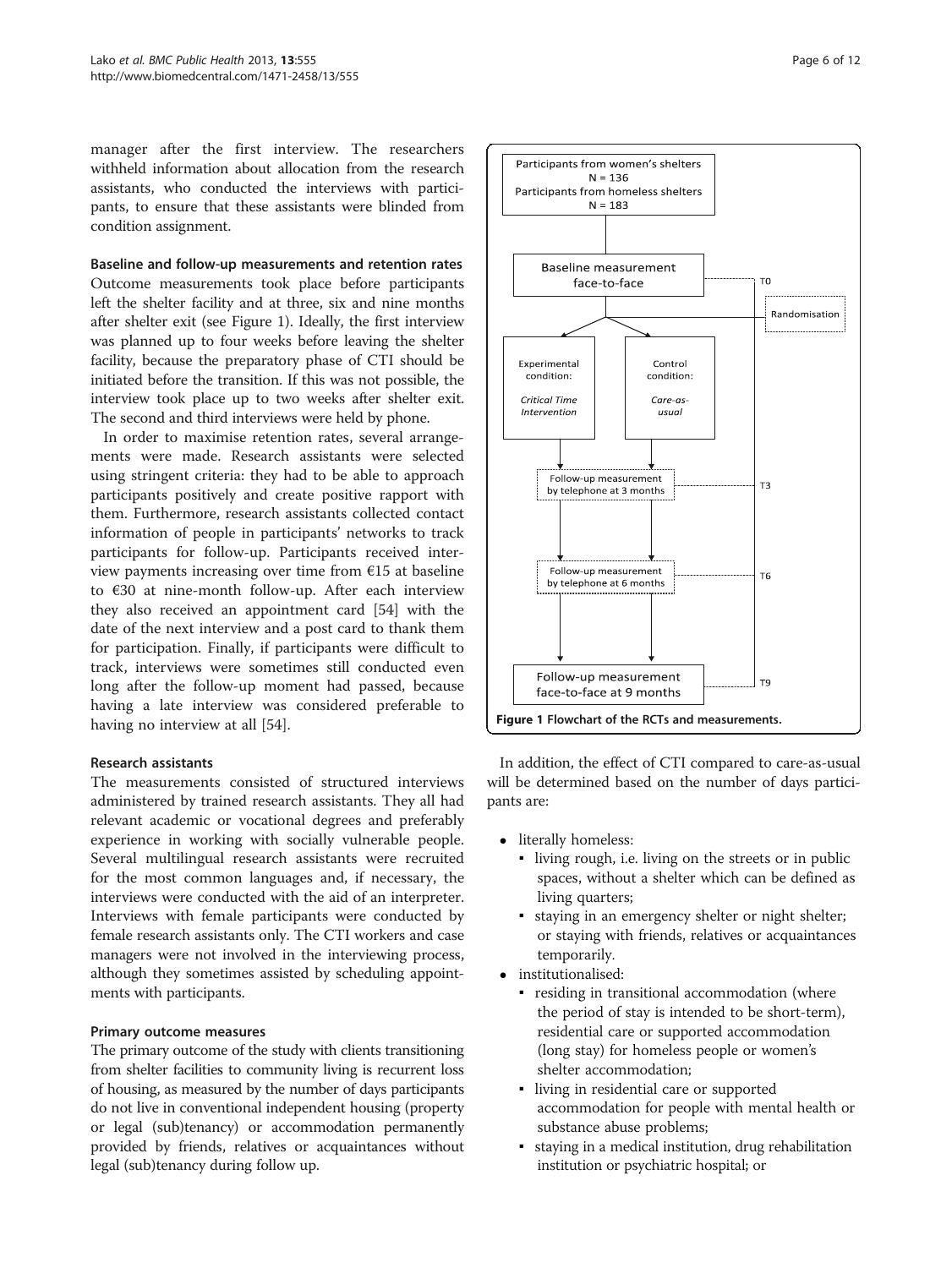manager after the first interview. The researchers withheld information about allocation from the research assistants, who conducted the interviews with participants, to ensure that these assistants were blinded from condition assignment.

#### Baseline and follow-up measurements and retention rates

Outcome measurements took place before participants left the shelter facility and at three, six and nine months after shelter exit (see Figure 1). Ideally, the first interview was planned up to four weeks before leaving the shelter facility, because the preparatory phase of CTI should be initiated before the transition. If this was not possible, the interview took place up to two weeks after shelter exit. The second and third interviews were held by phone.

In order to maximise retention rates, several arrangements were made. Research assistants were selected using stringent criteria: they had to be able to approach participants positively and create positive rapport with them. Furthermore, research assistants collected contact information of people in participants' networks to track participants for follow-up. Participants received interview payments increasing over time from €15 at baseline to €30 at nine-month follow-up. After each interview they also received an appointment card [54] with the date of the next interview and a post card to thank them for participation. Finally, if participants were difficult to track, interviews were sometimes still conducted even long after the follow-up moment had passed, because having a late interview was considered preferable to having no interview at all [54].

Participants from women's shelters N = 136
Participants from homeless shelters N = 183

Baseline measurement face-to-face — T0
Randomisation

Experimental condition: *Critical Time Intervention*
Control condition: *Care-as-usual*

Follow-up measurement by telephone at 3 months — T3
Follow-up measurement by telephone at 6 months — T6
Follow-up measurement face-to-face at 9 months — T9

**Figure 1 Flowchart of the RCTs and measurements.**

#### Research assistants

The measurements consisted of structured interviews administered by trained research assistants. They all had relevant academic or vocational degrees and preferably experience in working with socially vulnerable people. Several multilingual research assistants were recruited for the most common languages and, if necessary, the interviews were conducted with the aid of an interpreter. Interviews with female participants were conducted by female research assistants only. The CTI workers and case managers were not involved in the interviewing process, although they sometimes assisted by scheduling appointments with participants.

#### Primary outcome measures

The primary outcome of the study with clients transitioning from shelter facilities to community living is recurrent loss of housing, as measured by the number of days participants do not live in conventional independent housing (property or legal (sub)tenancy) or accommodation permanently provided by friends, relatives or acquaintances without legal (sub)tenancy during follow up.

In addition, the effect of CTI compared to care-as-usual will be determined based on the number of days participants are:

- literally homeless:
  - living rough, i.e. living on the streets or in public spaces, without a shelter which can be defined as living quarters;
  - staying in an emergency shelter or night shelter; or staying with friends, relatives or acquaintances temporarily.
- institutionalised:
  - residing in transitional accommodation (where the period of stay is intended to be short-term), residential care or supported accommodation (long stay) for homeless people or women's shelter accommodation;
  - living in residential care or supported accommodation for people with mental health or substance abuse problems;
  - staying in a medical institution, drug rehabilitation institution or psychiatric hospital; or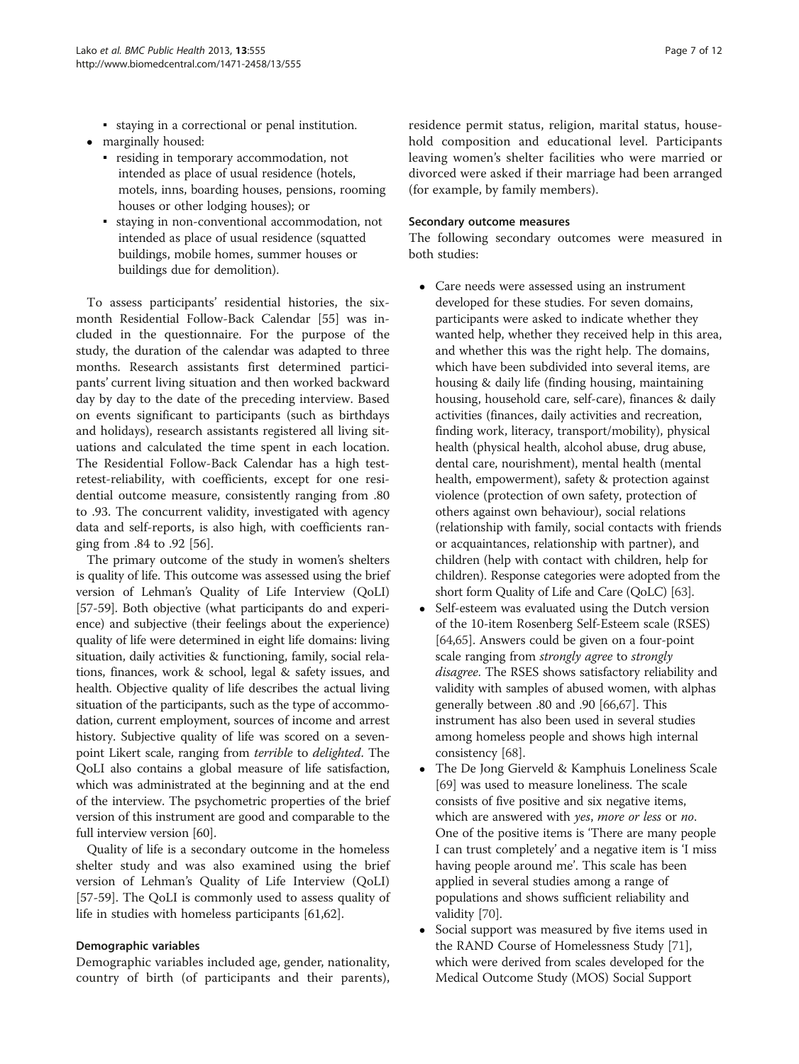- staying in a correctional or penal institution.
- marginally housed:
    - residing in temporary accommodation, not intended as place of usual residence (hotels, motels, inns, boarding houses, pensions, rooming houses or other lodging houses); or
    - staying in non-conventional accommodation, not intended as place of usual residence (squatted buildings, mobile homes, summer houses or buildings due for demolition).

To assess participants' residential histories, the six-month Residential Follow-Back Calendar [55] was included in the questionnaire. For the purpose of the study, the duration of the calendar was adapted to three months. Research assistants first determined participants' current living situation and then worked backward day by day to the date of the preceding interview. Based on events significant to participants (such as birthdays and holidays), research assistants registered all living situations and calculated the time spent in each location. The Residential Follow-Back Calendar has a high test-retest-reliability, with coefficients, except for one residential outcome measure, consistently ranging from .80 to .93. The concurrent validity, investigated with agency data and self-reports, is also high, with coefficients ranging from .84 to .92 [56].

The primary outcome of the study in women's shelters is quality of life. This outcome was assessed using the brief version of Lehman's Quality of Life Interview (QoLI) [57-59]. Both objective (what participants do and experience) and subjective (their feelings about the experience) quality of life were determined in eight life domains: living situation, daily activities & functioning, family, social relations, finances, work & school, legal & safety issues, and health. Objective quality of life describes the actual living situation of the participants, such as the type of accommodation, current employment, sources of income and arrest history. Subjective quality of life was scored on a seven-point Likert scale, ranging from *terrible* to *delighted*. The QoLI also contains a global measure of life satisfaction, which was administrated at the beginning and at the end of the interview. The psychometric properties of the brief version of this instrument are good and comparable to the full interview version [60].

Quality of life is a secondary outcome in the homeless shelter study and was also examined using the brief version of Lehman's Quality of Life Interview (QoLI) [57-59]. The QoLI is commonly used to assess quality of life in studies with homeless participants [61,62].

#### Demographic variables

Demographic variables included age, gender, nationality, country of birth (of participants and their parents), residence permit status, religion, marital status, household composition and educational level. Participants leaving women's shelter facilities who were married or divorced were asked if their marriage had been arranged (for example, by family members).

#### Secondary outcome measures

The following secondary outcomes were measured in both studies:

- Care needs were assessed using an instrument developed for these studies. For seven domains, participants were asked to indicate whether they wanted help, whether they received help in this area, and whether this was the right help. The domains, which have been subdivided into several items, are housing & daily life (finding housing, maintaining housing, household care, self-care), finances & daily activities (finances, daily activities and recreation, finding work, literacy, transport/mobility), physical health (physical health, alcohol abuse, drug abuse, dental care, nourishment), mental health (mental health, empowerment), safety & protection against violence (protection of own safety, protection of others against own behaviour), social relations (relationship with family, social contacts with friends or acquaintances, relationship with partner), and children (help with contact with children, help for children). Response categories were adopted from the short form Quality of Life and Care (QoLC) [63].
- Self-esteem was evaluated using the Dutch version of the 10-item Rosenberg Self-Esteem scale (RSES) [64,65]. Answers could be given on a four-point scale ranging from *strongly agree* to *strongly disagree*. The RSES shows satisfactory reliability and validity with samples of abused women, with alphas generally between .80 and .90 [66,67]. This instrument has also been used in several studies among homeless people and shows high internal consistency [68].
- The De Jong Gierveld & Kamphuis Loneliness Scale [69] was used to measure loneliness. The scale consists of five positive and six negative items, which are answered with *yes*, *more or less* or *no*. One of the positive items is 'There are many people I can trust completely' and a negative item is 'I miss having people around me'. This scale has been applied in several studies among a range of populations and shows sufficient reliability and validity [70].
- Social support was measured by five items used in the RAND Course of Homelessness Study [71], which were derived from scales developed for the Medical Outcome Study (MOS) Social Support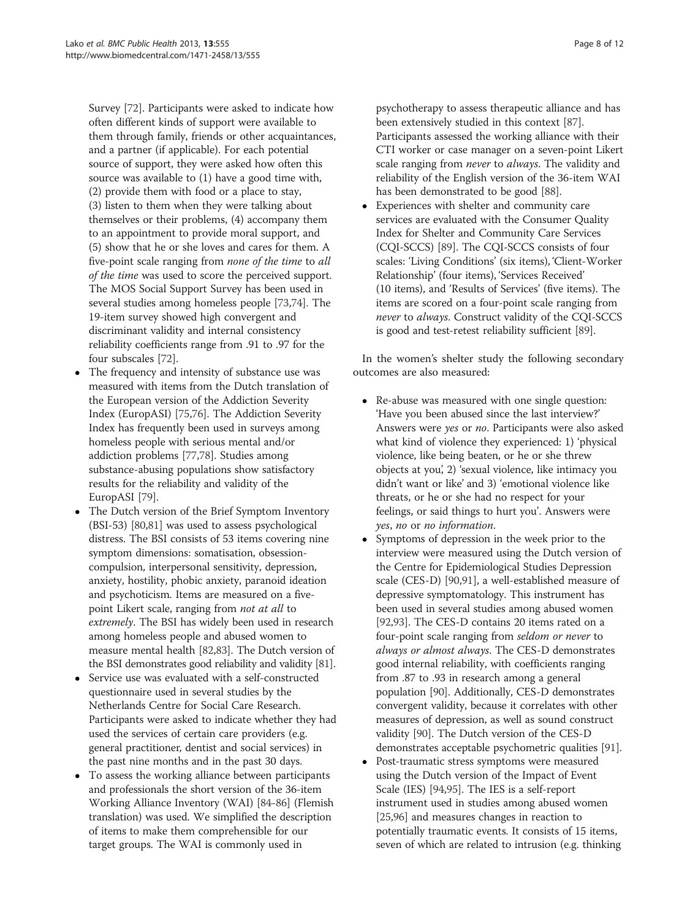Survey [72]. Participants were asked to indicate how often different kinds of support were available to them through family, friends or other acquaintances, and a partner (if applicable). For each potential source of support, they were asked how often this source was available to (1) have a good time with, (2) provide them with food or a place to stay, (3) listen to them when they were talking about themselves or their problems, (4) accompany them to an appointment to provide moral support, and (5) show that he or she loves and cares for them. A five-point scale ranging from *none of the time* to *all of the time* was used to score the perceived support. The MOS Social Support Survey has been used in several studies among homeless people [73,74]. The 19-item survey showed high convergent and discriminant validity and internal consistency reliability coefficients range from .91 to .97 for the four subscales [72].

- The frequency and intensity of substance use was measured with items from the Dutch translation of the European version of the Addiction Severity Index (EuropASI) [75,76]. The Addiction Severity Index has frequently been used in surveys among homeless people with serious mental and/or addiction problems [77,78]. Studies among substance-abusing populations show satisfactory results for the reliability and validity of the EuropASI [79].
- The Dutch version of the Brief Symptom Inventory (BSI-53) [80,81] was used to assess psychological distress. The BSI consists of 53 items covering nine symptom dimensions: somatisation, obsession-compulsion, interpersonal sensitivity, depression, anxiety, hostility, phobic anxiety, paranoid ideation and psychoticism. Items are measured on a five-point Likert scale, ranging from *not at all* to *extremely*. The BSI has widely been used in research among homeless people and abused women to measure mental health [82,83]. The Dutch version of the BSI demonstrates good reliability and validity [81].
- Service use was evaluated with a self-constructed questionnaire used in several studies by the Netherlands Centre for Social Care Research. Participants were asked to indicate whether they had used the services of certain care providers (e.g. general practitioner, dentist and social services) in the past nine months and in the past 30 days.
- To assess the working alliance between participants and professionals the short version of the 36-item Working Alliance Inventory (WAI) [84-86] (Flemish translation) was used. We simplified the description of items to make them comprehensible for our target groups. The WAI is commonly used in psychotherapy to assess therapeutic alliance and has been extensively studied in this context [87]. Participants assessed the working alliance with their CTI worker or case manager on a seven-point Likert scale ranging from *never* to *always*. The validity and reliability of the English version of the 36-item WAI has been demonstrated to be good [88].
- Experiences with shelter and community care services are evaluated with the Consumer Quality Index for Shelter and Community Care Services (CQI-SCCS) [89]. The CQI-SCCS consists of four scales: 'Living Conditions' (six items), 'Client-Worker Relationship' (four items), 'Services Received' (10 items), and 'Results of Services' (five items). The items are scored on a four-point scale ranging from *never* to *always*. Construct validity of the CQI-SCCS is good and test-retest reliability sufficient [89].

In the women's shelter study the following secondary outcomes are also measured:

- Re-abuse was measured with one single question: 'Have you been abused since the last interview?' Answers were *yes* or *no*. Participants were also asked what kind of violence they experienced: 1) 'physical violence, like being beaten, or he or she threw objects at you', 2) 'sexual violence, like intimacy you didn't want or like' and 3) 'emotional violence like threats, or he or she had no respect for your feelings, or said things to hurt you'. Answers were *yes*, *no* or *no information*.
- Symptoms of depression in the week prior to the interview were measured using the Dutch version of the Centre for Epidemiological Studies Depression scale (CES-D) [90,91], a well-established measure of depressive symptomatology. This instrument has been used in several studies among abused women [92,93]. The CES-D contains 20 items rated on a four-point scale ranging from *seldom or never* to *always or almost always*. The CES-D demonstrates good internal reliability, with coefficients ranging from .87 to .93 in research among a general population [90]. Additionally, CES-D demonstrates convergent validity, because it correlates with other measures of depression, as well as sound construct validity [90]. The Dutch version of the CES-D demonstrates acceptable psychometric qualities [91].
- Post-traumatic stress symptoms were measured using the Dutch version of the Impact of Event Scale (IES) [94,95]. The IES is a self-report instrument used in studies among abused women [25,96] and measures changes in reaction to potentially traumatic events. It consists of 15 items, seven of which are related to intrusion (e.g. thinking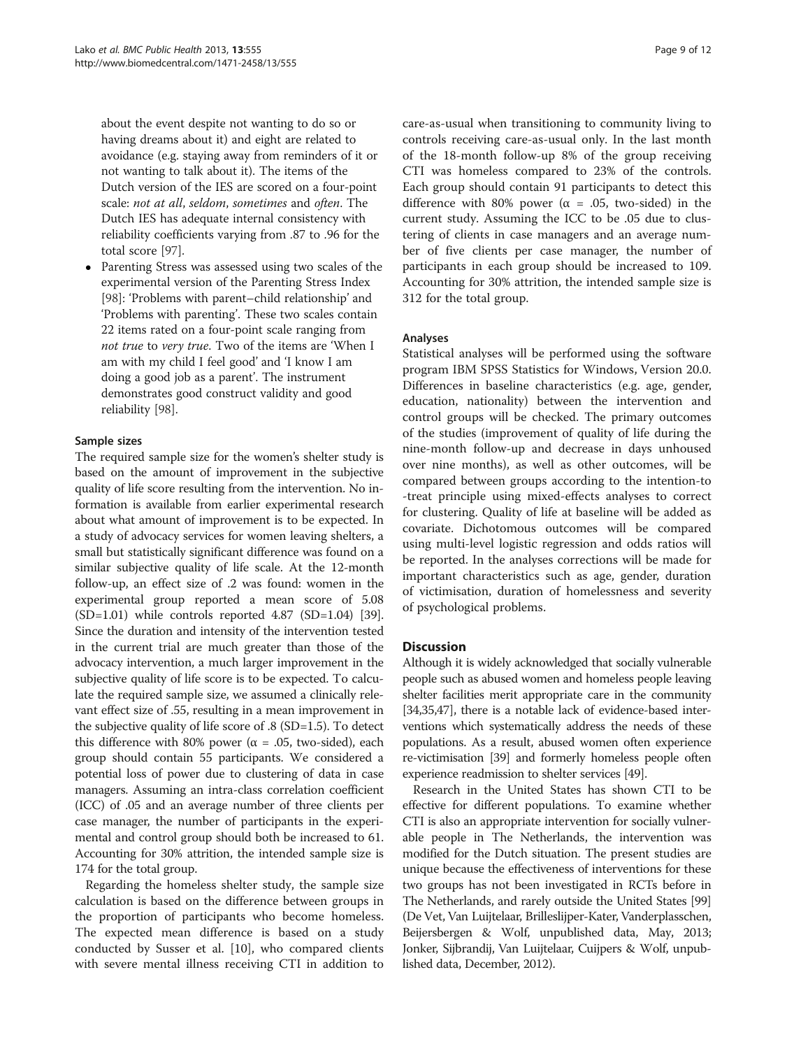about the event despite not wanting to do so or having dreams about it) and eight are related to avoidance (e.g. staying away from reminders of it or not wanting to talk about it). The items of the Dutch version of the IES are scored on a four-point scale: *not at all*, *seldom*, *sometimes* and *often*. The Dutch IES has adequate internal consistency with reliability coefficients varying from .87 to .96 for the total score [97].

- Parenting Stress was assessed using two scales of the experimental version of the Parenting Stress Index [98]: 'Problems with parent–child relationship' and 'Problems with parenting'. These two scales contain 22 items rated on a four-point scale ranging from *not true* to *very true*. Two of the items are 'When I am with my child I feel good' and 'I know I am doing a good job as a parent'. The instrument demonstrates good construct validity and good reliability [98].

### Sample sizes

The required sample size for the women's shelter study is based on the amount of improvement in the subjective quality of life score resulting from the intervention. No information is available from earlier experimental research about what amount of improvement is to be expected. In a study of advocacy services for women leaving shelters, a small but statistically significant difference was found on a similar subjective quality of life scale. At the 12-month follow-up, an effect size of .2 was found: women in the experimental group reported a mean score of 5.08 (SD=1.01) while controls reported 4.87 (SD=1.04) [39]. Since the duration and intensity of the intervention tested in the current trial are much greater than those of the advocacy intervention, a much larger improvement in the subjective quality of life score is to be expected. To calculate the required sample size, we assumed a clinically relevant effect size of .55, resulting in a mean improvement in the subjective quality of life score of .8 (SD=1.5). To detect this difference with 80% power ($\alpha$ = .05, two-sided), each group should contain 55 participants. We considered a potential loss of power due to clustering of data in case managers. Assuming an intra-class correlation coefficient (ICC) of .05 and an average number of three clients per case manager, the number of participants in the experimental and control group should both be increased to 61. Accounting for 30% attrition, the intended sample size is 174 for the total group.

Regarding the homeless shelter study, the sample size calculation is based on the difference between groups in the proportion of participants who become homeless. The expected mean difference is based on a study conducted by Susser et al. [10], who compared clients with severe mental illness receiving CTI in addition to care-as-usual when transitioning to community living to controls receiving care-as-usual only. In the last month of the 18-month follow-up 8% of the group receiving CTI was homeless compared to 23% of the controls. Each group should contain 91 participants to detect this difference with 80% power ($\alpha$ = .05, two-sided) in the current study. Assuming the ICC to be .05 due to clustering of clients in case managers and an average number of five clients per case manager, the number of participants in each group should be increased to 109. Accounting for 30% attrition, the intended sample size is 312 for the total group.

### Analyses

Statistical analyses will be performed using the software program IBM SPSS Statistics for Windows, Version 20.0. Differences in baseline characteristics (e.g. age, gender, education, nationality) between the intervention and control groups will be checked. The primary outcomes of the studies (improvement of quality of life during the nine-month follow-up and decrease in days unhoused over nine months), as well as other outcomes, will be compared between groups according to the intention-to -treat principle using mixed-effects analyses to correct for clustering. Quality of life at baseline will be added as covariate. Dichotomous outcomes will be compared using multi-level logistic regression and odds ratios will be reported. In the analyses corrections will be made for important characteristics such as age, gender, duration of victimisation, duration of homelessness and severity of psychological problems.

## Discussion

Although it is widely acknowledged that socially vulnerable people such as abused women and homeless people leaving shelter facilities merit appropriate care in the community [34,35,47], there is a notable lack of evidence-based interventions which systematically address the needs of these populations. As a result, abused women often experience re-victimisation [39] and formerly homeless people often experience readmission to shelter services [49].

Research in the United States has shown CTI to be effective for different populations. To examine whether CTI is also an appropriate intervention for socially vulnerable people in The Netherlands, the intervention was modified for the Dutch situation. The present studies are unique because the effectiveness of interventions for these two groups has not been investigated in RCTs before in The Netherlands, and rarely outside the United States [99] (De Vet, Van Luijtelaar, Brilleslijper-Kater, Vanderplasschen, Beijersbergen & Wolf, unpublished data, May, 2013; Jonker, Sijbrandij, Van Luijtelaar, Cuijpers & Wolf, unpublished data, December, 2012).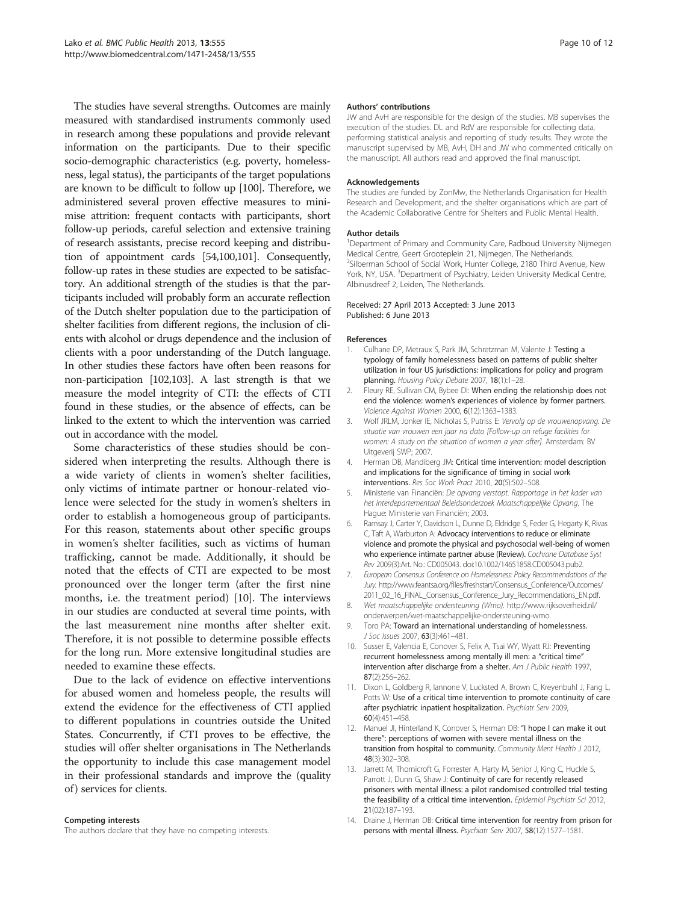The studies have several strengths. Outcomes are mainly measured with standardised instruments commonly used in research among these populations and provide relevant information on the participants. Due to their specific socio-demographic characteristics (e.g. poverty, homelessness, legal status), the participants of the target populations are known to be difficult to follow up [100]. Therefore, we administered several proven effective measures to minimise attrition: frequent contacts with participants, short follow-up periods, careful selection and extensive training of research assistants, precise record keeping and distribution of appointment cards [54,100,101]. Consequently, follow-up rates in these studies are expected to be satisfactory. An additional strength of the studies is that the participants included will probably form an accurate reflection of the Dutch shelter population due to the participation of shelter facilities from different regions, the inclusion of clients with alcohol or drugs dependence and the inclusion of clients with a poor understanding of the Dutch language. In other studies these factors have often been reasons for non-participation [102,103]. A last strength is that we measure the model integrity of CTI: the effects of CTI found in these studies, or the absence of effects, can be linked to the extent to which the intervention was carried out in accordance with the model.

Some characteristics of these studies should be considered when interpreting the results. Although there is a wide variety of clients in women's shelter facilities, only victims of intimate partner or honour-related violence were selected for the study in women's shelters in order to establish a homogeneous group of participants. For this reason, statements about other specific groups in women's shelter facilities, such as victims of human trafficking, cannot be made. Additionally, it should be noted that the effects of CTI are expected to be most pronounced over the longer term (after the first nine months, i.e. the treatment period) [10]. The interviews in our studies are conducted at several time points, with the last measurement nine months after shelter exit. Therefore, it is not possible to determine possible effects for the long run. More extensive longitudinal studies are needed to examine these effects.

Due to the lack of evidence on effective interventions for abused women and homeless people, the results will extend the evidence for the effectiveness of CTI applied to different populations in countries outside the United States. Concurrently, if CTI proves to be effective, the studies will offer shelter organisations in The Netherlands the opportunity to include this case management model in their professional standards and improve the (quality of) services for clients.

#### Competing interests

The authors declare that they have no competing interests.

#### Authors' contributions

JW and AvH are responsible for the design of the studies. MB supervises the execution of the studies. DL and RdV are responsible for collecting data, performing statistical analysis and reporting of study results. They wrote the manuscript supervised by MB, AvH, DH and JW who commented critically on the manuscript. All authors read and approved the final manuscript.

#### Acknowledgements

The studies are funded by ZonMw, the Netherlands Organisation for Health Research and Development, and the shelter organisations which are part of the Academic Collaborative Centre for Shelters and Public Mental Health.

#### Author details

[1]Department of Primary and Community Care, Radboud University Nijmegen Medical Centre, Geert Grooteplein 21, Nijmegen, The Netherlands. [2]Silberman School of Social Work, Hunter College, 2180 Third Avenue, New York, NY, USA. [3]Department of Psychiatry, Leiden University Medical Centre, Albinusdreef 2, Leiden, The Netherlands.

Received: 27 April 2013 Accepted: 3 June 2013
Published: 6 June 2013

#### References

1. Culhane DP, Metraux S, Park JM, Schretzman M, Valente J: **Testing a typology of family homelessness based on patterns of public shelter utilization in four US jurisdictions: implications for policy and program planning.** *Housing Policy Debate* 2007, **18**(1):1–28.
2. Fleury RE, Sullivan CM, Bybee DI: **When ending the relationship does not end the violence: women's experiences of violence by former partners.** *Violence Against Women* 2000, **6**(12):1363–1383.
3. Wolf JRLM, Jonker IE, Nicholas S, Putriss E: *Vervolg op de vrouwenopvang. De situatie van vrouwen een jaar na dato [Follow-up on refuge facilities for women: A study on the situation of women a year after].* Amsterdam: BV Uitgeverij SWP; 2007.
4. Herman DB, Mandiberg JM: **Critical time intervention: model description and implications for the significance of timing in social work interventions.** *Res Soc Work Pract* 2010, **20**(5):502–508.
5. Ministerie van Financiën: *De opvang verstopt. Rapportage in het kader van het Interdepartementaal Beleidsonderzoek Maatschappelijke Opvang.* The Hague: Ministerie van Financiën; 2003.
6. Ramsay J, Carter Y, Davidson L, Dunne D, Eldridge S, Feder G, Hegarty K, Rivas C, Taft A, Warburton A: **Advocacy interventions to reduce or eliminate violence and promote the physical and psychosocial well-being of women who experience intimate partner abuse (Review).** *Cochrane Database Syst Rev* 2009(3):Art. No.: CD005043. doi:10.1002/14651858.CD005043.pub2.
7. *European Consensus Conference on Homelessness: Policy Recommendations of the Jury.* http://www.feantsa.org/files/freshstart/Consensus_Conference/Outcomes/2011_02_16_FINAL_Consensus_Conference_Jury_Recommendations_EN.pdf.
8. *Wet maatschappelijke ondersteuning (Wmo).* http://www.rijksoverheid.nl/onderwerpen/wet-maatschappelijke-ondersteuning-wmo.
9. Toro PA: **Toward an international understanding of homelessness.** *J Soc Issues* 2007, **63**(3):461–481.
10. Susser E, Valencia E, Conover S, Felix A, Tsai WY, Wyatt RJ: **Preventing recurrent homelessness among mentally ill men: a "critical time" intervention after discharge from a shelter.** *Am J Public Health* 1997, **87**(2):256–262.
11. Dixon L, Goldberg R, Iannone V, Lucksted A, Brown C, Kreyenbuhl J, Fang L, Potts W: **Use of a critical time intervention to promote continuity of care after psychiatric inpatient hospitalization.** *Psychiatr Serv* 2009, **60**(4):451–458.
12. Manuel JI, Hinterland K, Conover S, Herman DB: **"I hope I can make it out there": perceptions of women with severe mental illness on the transition from hospital to community.** *Community Ment Health J* 2012, **48**(3):302–308.
13. Jarrett M, Thornicroft G, Forrester A, Harty M, Senior J, King C, Huckle S, Parrott J, Dunn G, Shaw J: **Continuity of care for recently released prisoners with mental illness: a pilot randomised controlled trial testing the feasibility of a critical time intervention.** *Epidemiol Psychiatr Sci* 2012, **21**(02):187–193.
14. Draine J, Herman DB: **Critical time intervention for reentry from prison for persons with mental illness.** *Psychiatr Serv* 2007, **58**(12):1577–1581.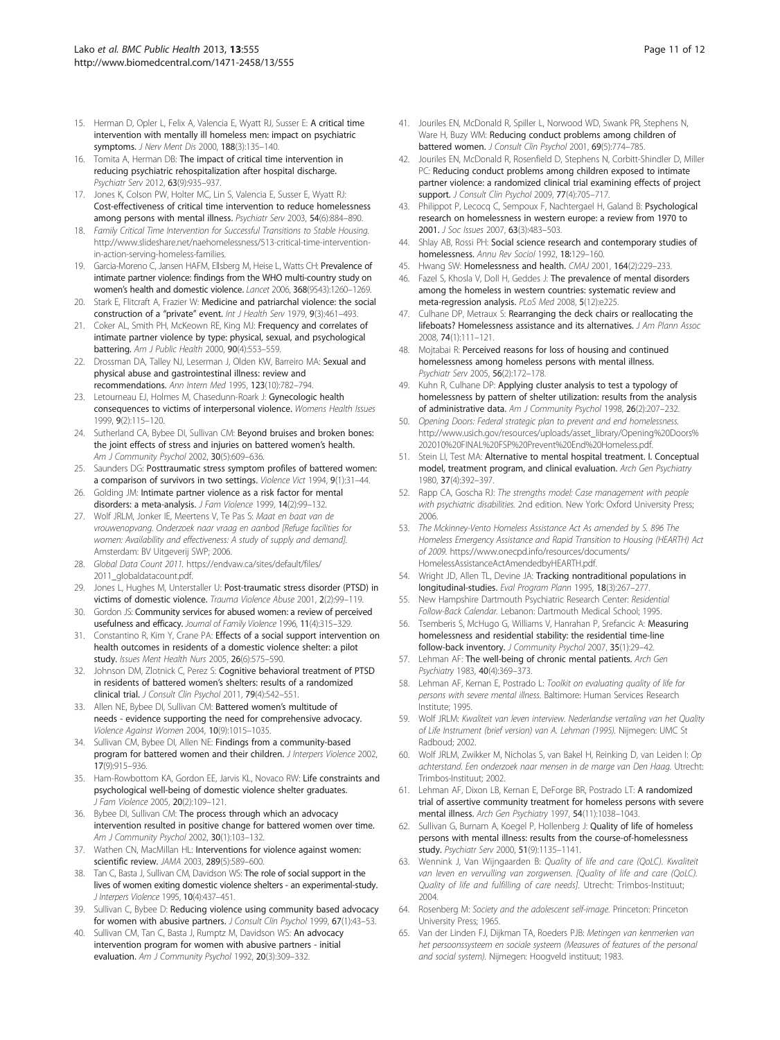15. Herman D, Opler L, Felix A, Valencia E, Wyatt RJ, Susser E: **A critical time intervention with mentally ill homeless men: impact on psychiatric symptoms.** *J Nerv Ment Dis* 2000, **188**(3):135–140.
16. Tomita A, Herman DB: **The impact of critical time intervention in reducing psychiatric rehospitalization after hospital discharge.** *Psychiatr Serv* 2012, **63**(9):935–937.
17. Jones K, Colson PW, Holter MC, Lin S, Valencia E, Susser E, Wyatt RJ: **Cost-effectiveness of critical time intervention to reduce homelessness among persons with mental illness.** *Psychiatr Serv* 2003, **54**(6):884–890.
18. *Family Critical Time Intervention for Successful Transitions to Stable Housing.* http://www.slideshare.net/naehomelessness/513-critical-time-intervention-in-action-serving-homeless-families.
19. Garcia-Moreno C, Jansen HAFM, Ellsberg M, Heise L, Watts CH: **Prevalence of intimate partner violence: findings from the WHO multi-country study on women's health and domestic violence.** *Lancet* 2006, **368**(9543):1260–1269.
20. Stark E, Flitcraft A, Frazier W: **Medicine and patriarchal violence: the social construction of a "private" event.** *Int J Health Serv* 1979, **9**(3):461–493.
21. Coker AL, Smith PH, McKeown RE, King MJ: **Frequency and correlates of intimate partner violence by type: physical, sexual, and psychological battering.** *Am J Public Health* 2000, **90**(4):553–559.
22. Drossman DA, Talley NJ, Leserman J, Olden KW, Barreiro MA: **Sexual and physical abuse and gastrointestinal illness: review and recommendations.** *Ann Intern Med* 1995, **123**(10):782–794.
23. Letourneau EJ, Holmes M, Chasedunn-Roark J: **Gynecologic health consequences to victims of interpersonal violence.** *Womens Health Issues* 1999, **9**(2):115–120.
24. Sutherland CA, Bybee DI, Sullivan CM: **Beyond bruises and broken bones: the joint effects of stress and injuries on battered women's health.** *Am J Community Psychol* 2002, **30**(5):609–636.
25. Saunders DG: **Posttraumatic stress symptom profiles of battered women: a comparison of survivors in two settings.** *Violence Vict* 1994, **9**(1):31–44.
26. Golding JM: **Intimate partner violence as a risk factor for mental disorders: a meta-analysis.** *J Fam Violence* 1999, **14**(2):99–132.
27. Wolf JRLM, Jonker IE, Meertens V, Te Pas S: *Maat en baat van de vrouwenopvang. Onderzoek naar vraag en aanbod [Refuge facilities for women: Availability and effectiveness: A study of supply and demand].* Amsterdam: BV Uitgeverij SWP; 2006.
28. *Global Data Count 2011.* https://endvaw.ca/sites/default/files/2011_globaldatacount.pdf.
29. Jones L, Hughes M, Unterstaller U: **Post-traumatic stress disorder (PTSD) in victims of domestic violence.** *Trauma Violence Abuse* 2001, **2**(2):99–119.
30. Gordon JS: **Community services for abused women: a review of perceived usefulness and efficacy.** *Journal of Family Violence* 1996, **11**(4):315–329.
31. Constantino R, Kim Y, Crane PA: **Effects of a social support intervention on health outcomes in residents of a domestic violence shelter: a pilot study.** *Issues Ment Health Nurs* 2005, **26**(6):575–590.
32. Johnson DM, Zlotnick C, Perez S: **Cognitive behavioral treatment of PTSD in residents of battered women's shelters: results of a randomized clinical trial.** *J Consult Clin Psychol* 2011, **79**(4):542–551.
33. Allen NE, Bybee DI, Sullivan CM: **Battered women's multitude of needs - evidence supporting the need for comprehensive advocacy.** *Violence Against Women* 2004, **10**(9):1015–1035.
34. Sullivan CM, Bybee DI, Allen NE: **Findings from a community-based program for battered women and their children.** *J Interpers Violence* 2002, **17**(9):915–936.
35. Ham-Rowbottom KA, Gordon EE, Jarvis KL, Novaco RW: **Life constraints and psychological well-being of domestic violence shelter graduates.** *J Fam Violence* 2005, **20**(2):109–121.
36. Bybee DI, Sullivan CM: **The process through which an advocacy intervention resulted in positive change for battered women over time.** *Am J Community Psychol* 2002, **30**(1):103–132.
37. Wathen CN, MacMillan HL: **Interventions for violence against women: scientific review.** *JAMA* 2003, **289**(5):589–600.
38. Tan C, Basta J, Sullivan CM, Davidson WS: **The role of social support in the lives of women exiting domestic violence shelters - an experimental-study.** *J Interpers Violence* 1995, **10**(4):437–451.
39. Sullivan C, Bybee D: **Reducing violence using community based advocacy for women with abusive partners.** *J Consult Clin Psychol* 1999, **67**(1):43–53.
40. Sullivan CM, Tan C, Basta J, Rumptz M, Davidson WS: **An advocacy intervention program for women with abusive partners - initial evaluation.** *Am J Community Psychol* 1992, **20**(3):309–332.
41. Jouriles EN, McDonald R, Spiller L, Norwood WD, Swank PR, Stephens N, Ware H, Buzy WM: **Reducing conduct problems among children of battered women.** *J Consult Clin Psychol* 2001, **69**(5):774–785.
42. Jouriles EN, McDonald R, Rosenfield D, Stephens N, Corbitt-Shindler D, Miller PC: **Reducing conduct problems among children exposed to intimate partner violence: a randomized clinical trial examining effects of project support.** *J Consult Clin Psychol* 2009, **77**(4):705–717.
43. Philippot P, Lecocq C, Sempoux F, Nachtergael H, Galand B: **Psychological research on homelessness in western europe: a review from 1970 to 2001.** *J Soc Issues* 2007, **63**(3):483–503.
44. Shlay AB, Rossi PH: **Social science research and contemporary studies of homelessness.** *Annu Rev Sociol* 1992, **18**:129–160.
45. Hwang SW: **Homelessness and health.** *CMAJ* 2001, **164**(2):229–233.
46. Fazel S, Khosla V, Doll H, Geddes J: **The prevalence of mental disorders among the homeless in western countries: systematic review and meta-regression analysis.** *PLoS Med* 2008, **5**(12):e225.
47. Culhane DP, Metraux S: **Rearranging the deck chairs or reallocating the lifeboats? Homelessness assistance and its alternatives.** *J Am Plann Assoc* 2008, **74**(1):111–121.
48. Mojtabai R: **Perceived reasons for loss of housing and continued homelessness among homeless persons with mental illness.** *Psychiatr Serv* 2005, **56**(2):172–178.
49. Kuhn R, Culhane DP: **Applying cluster analysis to test a typology of homelessness by pattern of shelter utilization: results from the analysis of administrative data.** *Am J Community Psychol* 1998, **26**(2):207–232.
50. *Opening Doors: Federal strategic plan to prevent and end homelessness.* http://www.usich.gov/resources/uploads/asset_library/Opening%20Doors%202010%20FINAL%20FSP%20Prevent%20End%20Homeless.pdf.
51. Stein LI, Test MA: **Alternative to mental hospital treatment. I. Conceptual model, treatment program, and clinical evaluation.** *Arch Gen Psychiatry* 1980, **37**(4):392–397.
52. Rapp CA, Goscha RJ: *The strengths model: Case management with people with psychiatric disabilities.* 2nd edition. New York: Oxford University Press; 2006.
53. *The Mckinney-Vento Homeless Assistance Act As amended by S. 896 The Homeless Emergency Assistance and Rapid Transition to Housing (HEARTH) Act of 2009.* https://www.onecpd.info/resources/documents/HomelessAssistanceActAmendedbyHEARTH.pdf.
54. Wright JD, Allen TL, Devine JA: **Tracking nontraditional populations in longitudinal-studies.** *Eval Program Plann* 1995, **18**(3):267–277.
55. New Hampshire Dartmouth Psychiatric Research Center: *Residential Follow-Back Calendar.* Lebanon: Dartmouth Medical School; 1995.
56. Tsemberis S, McHugo G, Williams V, Hanrahan P, Srefancic A: **Measuring homelessness and residential stability: the residential time-line follow-back inventory.** *J Community Psychol* 2007, **35**(1):29–42.
57. Lehman AF: **The well-being of chronic mental patients.** *Arch Gen Psychiatry* 1983, **40**(4):369–373.
58. Lehman AF, Kernan E, Postrado L: *Toolkit on evaluating quality of life for persons with severe mental illness.* Baltimore: Human Services Research Institute; 1995.
59. Wolf JRLM: *Kwaliteit van leven interview. Nederlandse vertaling van het Quality of Life Instrument (brief version) van A. Lehman (1995).* Nijmegen: UMC St Radboud; 2002.
60. Wolf JRLM, Zwikker M, Nicholas S, van Bakel H, Reinking D, van Leiden I: *Op achterstand. Een onderzoek naar mensen in de marge van Den Haag.* Utrecht: Trimbos-Instituut; 2002.
61. Lehman AF, Dixon LB, Kernan E, DeForge BR, Postrado LT: **A randomized trial of assertive community treatment for homeless persons with severe mental illness.** *Arch Gen Psychiatry* 1997, **54**(11):1038–1043.
62. Sullivan G, Burnam A, Koegel P, Hollenberg J: **Quality of life of homeless persons with mental illness: results from the course-of-homelessness study.** *Psychiatr Serv* 2000, **51**(9):1135–1141.
63. Wennink J, Van Wijngaarden B: *Quality of life and care (QoLC). Kwaliteit van leven en vervulling van zorgwensen. [Quality of life and care (QoLC). Quality of life and fulfilling of care needs].* Utrecht: Trimbos-Instituut; 2004.
64. Rosenberg M: *Society and the adolescent self-image.* Princeton: Princeton University Press; 1965.
65. Van der Linden FJ, Dijkman TA, Roeders PJB: *Metingen van kenmerken van het persoonssysteem en sociale systeem (Measures of features of the personal and social system).* Nijmegen: Hoogveld instituut; 1983.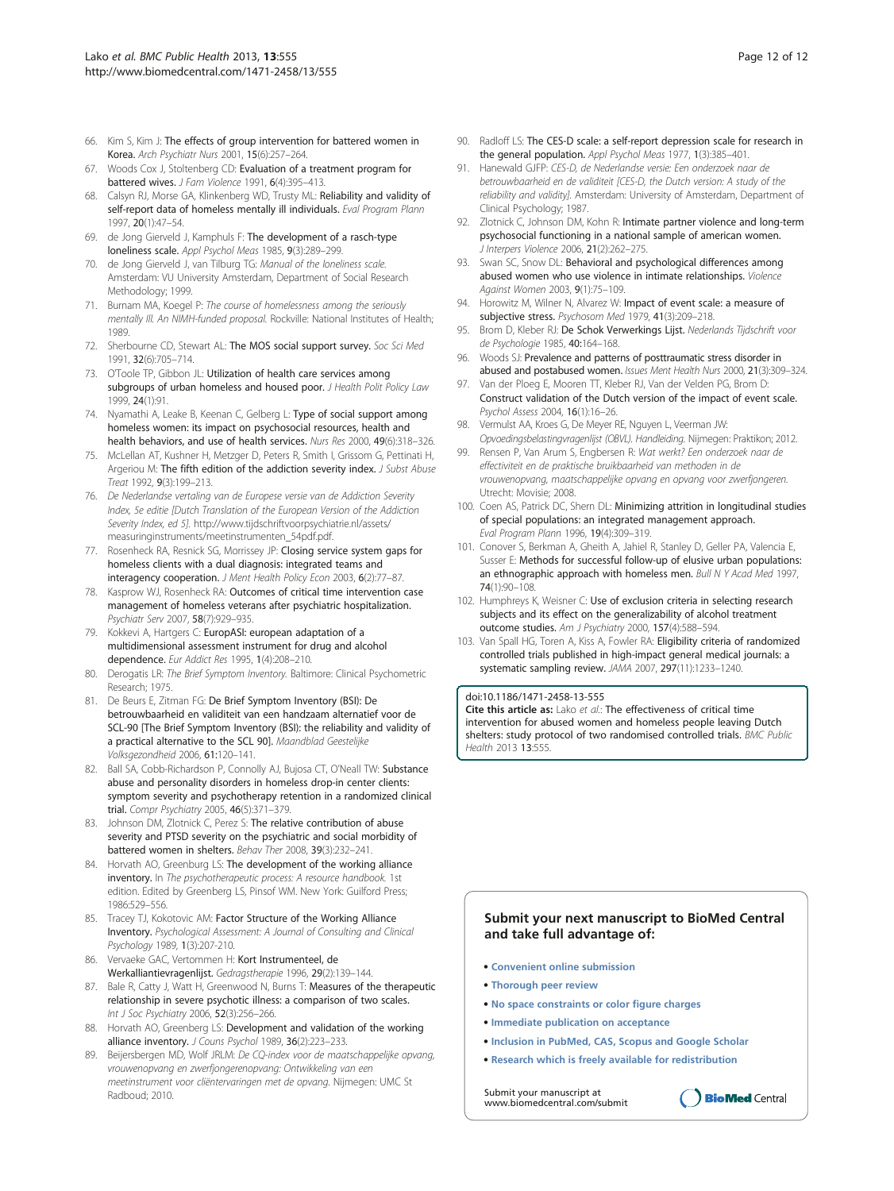66. Kim S, Kim J: The effects of group intervention for battered women in Korea. *Arch Psychiatr Nurs* 2001, 15(6):257–264.
67. Woods Cox J, Stoltenberg CD: Evaluation of a treatment program for battered wives. *J Fam Violence* 1991, 6(4):395–413.
68. Calsyn RJ, Morse GA, Klinkenberg WD, Trusty ML: Reliability and validity of self-report data of homeless mentally ill individuals. *Eval Program Plann* 1997, 20(1):47–54.
69. de Jong Gierveld J, Kamphuls F: The development of a rasch-type loneliness scale. *Appl Psychol Meas* 1985, 9(3):289–299.
70. de Jong Gierveld J, van Tilburg TG: *Manual of the loneliness scale.* Amsterdam: VU University Amsterdam, Department of Social Research Methodology; 1999.
71. Burnam MA, Koegel P: *The course of homelessness among the seriously mentally Ill. An NIMH-funded proposal.* Rockville: National Institutes of Health; 1989.
72. Sherbourne CD, Stewart AL: The MOS social support survey. *Soc Sci Med* 1991, 32(6):705–714.
73. O'Toole TP, Gibbon JL: Utilization of health care services among subgroups of urban homeless and housed poor. *J Health Polit Policy Law* 1999, 24(1):91.
74. Nyamathi A, Leake B, Keenan C, Gelberg L: Type of social support among homeless women: its impact on psychosocial resources, health and health behaviors, and use of health services. *Nurs Res* 2000, 49(6):318–326.
75. McLellan AT, Kushner H, Metzger D, Peters R, Smith I, Grissom G, Pettinati H, Argeriou M: The fifth edition of the addiction severity index. *J Subst Abuse Treat* 1992, 9(3):199–213.
76. *De Nederlandse vertaling van de Europese versie van de Addiction Severity Index, 5e editie [Dutch Translation of the European Version of the Addiction Severity Index, ed 5].* http://www.tijdschriftvoorpsychiatrie.nl/assets/measuringinstruments/meetinstrumenten_54pdf.pdf.
77. Rosenheck RA, Resnick SG, Morrissey JP: Closing service system gaps for homeless clients with a dual diagnosis: integrated teams and interagency cooperation. *J Ment Health Policy Econ* 2003, 6(2):77–87.
78. Kasprow WJ, Rosenheck RA: Outcomes of critical time intervention case management of homeless veterans after psychiatric hospitalization. *Psychiatr Serv* 2007, 58(7):929–935.
79. Kokkevi A, Hartgers C: EuropASI: european adaptation of a multidimensional assessment instrument for drug and alcohol dependence. *Eur Addict Res* 1995, 1(4):208–210.
80. Derogatis LR: *The Brief Symptom Inventory.* Baltimore: Clinical Psychometric Research; 1975.
81. De Beurs E, Zitman FG: De Brief Symptom Inventory (BSI): De betrouwbaarheid en validiteit van een handzaam alternatief voor de SCL-90 [The Brief Symptom Inventory (BSI): the reliability and validity of a practical alternative to the SCL 90]. *Maandblad Geestelijke Volksgezondheid* 2006, 61:120–141.
82. Ball SA, Cobb-Richardson P, Connolly AJ, Bujosa CT, O'Neall TW: Substance abuse and personality disorders in homeless drop-in center clients: symptom severity and psychotherapy retention in a randomized clinical trial. *Compr Psychiatry* 2005, 46(5):371–379.
83. Johnson DM, Zlotnick C, Perez S: The relative contribution of abuse severity and PTSD severity on the psychiatric and social morbidity of battered women in shelters. *Behav Ther* 2008, 39(3):232–241.
84. Horvath AO, Greenburg LS: The development of the working alliance inventory. In *The psychotherapeutic process: A resource handbook.* 1st edition. Edited by Greenberg LS, Pinsof WM. New York: Guilford Press; 1986:529–556.
85. Tracey TJ, Kokotovic AM: Factor Structure of the Working Alliance Inventory. *Psychological Assessment: A Journal of Consulting and Clinical Psychology* 1989, 1(3):207-210.
86. Vervaeke GAC, Vertommen H: Kort Instrumenteel, de Werkalliantievragenlijst. *Gedragstherapie* 1996, 29(2):139–144.
87. Bale R, Catty J, Watt H, Greenwood N, Burns T: Measures of the therapeutic relationship in severe psychotic illness: a comparison of two scales. *Int J Soc Psychiatry* 2006, 52(3):256–266.
88. Horvath AO, Greenberg LS: Development and validation of the working alliance inventory. *J Couns Psychol* 1989, 36(2):223–233.
89. Beijersbergen MD, Wolf JRLM: *De CQ-index voor de maatschappelijke opvang, vrouwenopvang en zwerfjongerenopvang: Ontwikkeling van een meetinstrument voor cliëntervaringen met de opvang.* Nijmegen: UMC St Radboud; 2010.
90. Radloff LS: The CES-D scale: a self-report depression scale for research in the general population. *Appl Psychol Meas* 1977, 1(3):385–401.
91. Hanewald GJFP: *CES-D, de Nederlandse versie: Een onderzoek naar de betrouwbaarheid en de validiteit [CES-D, the Dutch version: A study of the reliability and validity].* Amsterdam: University of Amsterdam, Department of Clinical Psychology; 1987.
92. Zlotnick C, Johnson DM, Kohn R: Intimate partner violence and long-term psychosocial functioning in a national sample of american women. *J Interpers Violence* 2006, 21(2):262–275.
93. Swan SC, Snow DL: Behavioral and psychological differences among abused women who use violence in intimate relationships. *Violence Against Women* 2003, 9(1):75–109.
94. Horowitz M, Wilner N, Alvarez W: Impact of event scale: a measure of subjective stress. *Psychosom Med* 1979, 41(3):209–218.
95. Brom D, Kleber RJ: De Schok Verwerkings Lijst. *Nederlands Tijdschrift voor de Psychologie* 1985, 40:164–168.
96. Woods SJ: Prevalence and patterns of posttraumatic stress disorder in abused and postabused women. *Issues Ment Health Nurs* 2000, 21(3):309–324.
97. Van der Ploeg E, Mooren TT, Kleber RJ, Van der Velden PG, Brom D: Construct validation of the Dutch version of the impact of event scale. *Psychol Assess* 2004, 16(1):16–26.
98. Vermulst AA, Kroes G, De Meyer RE, Nguyen L, Veerman JW: *Opvoedingsbelastingvragenlijst (OBVL). Handleiding.* Nijmegen: Praktikon; 2012.
99. Rensen P, Van Arum S, Engbersen R: *Wat werkt? Een onderzoek naar de effectiviteit en de praktische bruikbaarheid van methoden in de vrouwenopvang, maatschappelijke opvang en opvang voor zwerfjongeren.* Utrecht: Movisie; 2008.
100. Coen AS, Patrick DC, Shern DL: Minimizing attrition in longitudinal studies of special populations: an integrated management approach. *Eval Program Plann* 1996, 19(4):309–319.
101. Conover S, Berkman A, Gheith A, Jahiel R, Stanley D, Geller PA, Valencia E, Susser E: Methods for successful follow-up of elusive urban populations: an ethnographic approach with homeless men. *Bull N Y Acad Med* 1997, 74(1):90–108.
102. Humphreys K, Weisner C: Use of exclusion criteria in selecting research subjects and its effect on the generalizability of alcohol treatment outcome studies. *Am J Psychiatry* 2000, 157(4):588–594.
103. Van Spall HG, Toren A, Kiss A, Fowler RA: Eligibility criteria of randomized controlled trials published in high-impact general medical journals: a systematic sampling review. *JAMA* 2007, 297(11):1233–1240.

doi:10.1186/1471-2458-13-555

**Cite this article as:** Lako *et al.*: The effectiveness of critical time intervention for abused women and homeless people leaving Dutch shelters: study protocol of two randomised controlled trials. *BMC Public Health* 2013 13:555.

**Submit your next manuscript to BioMed Central and take full advantage of:**

- Convenient online submission
- Thorough peer review
- No space constraints or color figure charges
- Immediate publication on acceptance
- Inclusion in PubMed, CAS, Scopus and Google Scholar
- Research which is freely available for redistribution

Submit your manuscript at www.biomedcentral.com/submit

BioMed Central